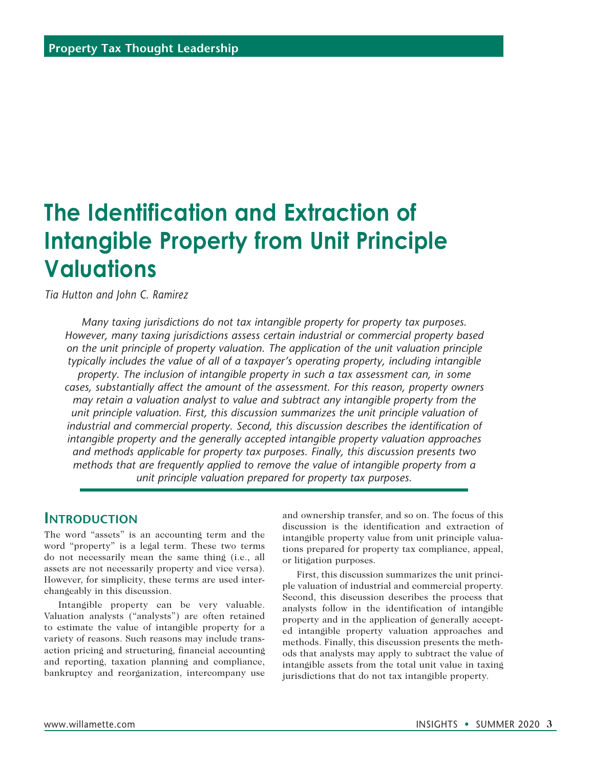Property Tax Thought Leadership

# The Identification and Extraction of Intangible Property from Unit Principle Valuations

*Tia Hutton and John C. Ramirez*

*Many taxing jurisdictions do not tax intangible property for property tax purposes. However, many taxing jurisdictions assess certain industrial or commercial property based on the unit principle of property valuation. The application of the unit valuation principle typically includes the value of all of a taxpayer's operating property, including intangible property. The inclusion of intangible property in such a tax assessment can, in some cases, substantially affect the amount of the assessment. For this reason, property owners may retain a valuation analyst to value and subtract any intangible property from the unit principle valuation. First, this discussion summarizes the unit principle valuation of industrial and commercial property. Second, this discussion describes the identification of intangible property and the generally accepted intangible property valuation approaches and methods applicable for property tax purposes. Finally, this discussion presents two methods that are frequently applied to remove the value of intangible property from a unit principle valuation prepared for property tax purposes.*

## Introduction

The word "assets" is an accounting term and the word "property" is a legal term. These two terms do not necessarily mean the same thing (i.e., all assets are not necessarily property and vice versa). However, for simplicity, these terms are used interchangeably in this discussion.

Intangible property can be very valuable. Valuation analysts ("analysts") are often retained to estimate the value of intangible property for a variety of reasons. Such reasons may include transaction pricing and structuring, financial accounting and reporting, taxation planning and compliance, bankruptcy and reorganization, intercompany use and ownership transfer, and so on. The focus of this discussion is the identification and extraction of intangible property value from unit principle valuations prepared for property tax compliance, appeal, or litigation purposes.

First, this discussion summarizes the unit principle valuation of industrial and commercial property. Second, this discussion describes the process that analysts follow in the identification of intangible property and in the application of generally accepted intangible property valuation approaches and methods. Finally, this discussion presents the methods that analysts may apply to subtract the value of intangible assets from the total unit value in taxing jurisdictions that do not tax intangible property.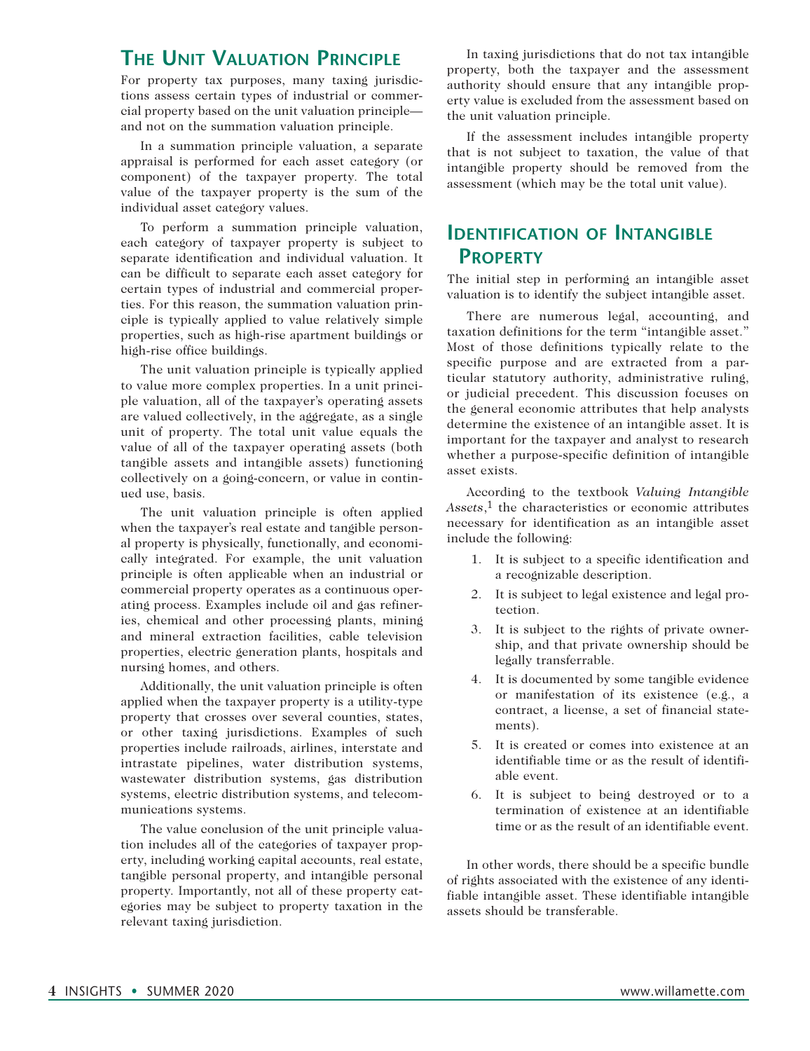## The Unit Valuation Principle

For property tax purposes, many taxing jurisdictions assess certain types of industrial or commercial property based on the unit valuation principle—and not on the summation valuation principle.

In a summation principle valuation, a separate appraisal is performed for each asset category (or component) of the taxpayer property. The total value of the taxpayer property is the sum of the individual asset category values.

To perform a summation principle valuation, each category of taxpayer property is subject to separate identification and individual valuation. It can be difficult to separate each asset category for certain types of industrial and commercial properties. For this reason, the summation valuation principle is typically applied to value relatively simple properties, such as high-rise apartment buildings or high-rise office buildings.

The unit valuation principle is typically applied to value more complex properties. In a unit principle valuation, all of the taxpayer's operating assets are valued collectively, in the aggregate, as a single unit of property. The total unit value equals the value of all of the taxpayer operating assets (both tangible assets and intangible assets) functioning collectively on a going-concern, or value in continued use, basis.

The unit valuation principle is often applied when the taxpayer's real estate and tangible personal property is physically, functionally, and economically integrated. For example, the unit valuation principle is often applicable when an industrial or commercial property operates as a continuous operating process. Examples include oil and gas refineries, chemical and other processing plants, mining and mineral extraction facilities, cable television properties, electric generation plants, hospitals and nursing homes, and others.

Additionally, the unit valuation principle is often applied when the taxpayer property is a utility-type property that crosses over several counties, states, or other taxing jurisdictions. Examples of such properties include railroads, airlines, interstate and intrastate pipelines, water distribution systems, wastewater distribution systems, gas distribution systems, electric distribution systems, and telecommunications systems.

The value conclusion of the unit principle valuation includes all of the categories of taxpayer property, including working capital accounts, real estate, tangible personal property, and intangible personal property. Importantly, not all of these property categories may be subject to property taxation in the relevant taxing jurisdiction.

In taxing jurisdictions that do not tax intangible property, both the taxpayer and the assessment authority should ensure that any intangible property value is excluded from the assessment based on the unit valuation principle.

If the assessment includes intangible property that is not subject to taxation, the value of that intangible property should be removed from the assessment (which may be the total unit value).

## Identification of Intangible Property

The initial step in performing an intangible asset valuation is to identify the subject intangible asset.

There are numerous legal, accounting, and taxation definitions for the term "intangible asset." Most of those definitions typically relate to the specific purpose and are extracted from a particular statutory authority, administrative ruling, or judicial precedent. This discussion focuses on the general economic attributes that help analysts determine the existence of an intangible asset. It is important for the taxpayer and analyst to research whether a purpose-specific definition of intangible asset exists.

According to the textbook *Valuing Intangible Assets*,[1] the characteristics or economic attributes necessary for identification as an intangible asset include the following:

1. It is subject to a specific identification and a recognizable description.
2. It is subject to legal existence and legal protection.
3. It is subject to the rights of private ownership, and that private ownership should be legally transferrable.
4. It is documented by some tangible evidence or manifestation of its existence (e.g., a contract, a license, a set of financial statements).
5. It is created or comes into existence at an identifiable time or as the result of identifiable event.
6. It is subject to being destroyed or to a termination of existence at an identifiable time or as the result of an identifiable event.

In other words, there should be a specific bundle of rights associated with the existence of any identifiable intangible asset. These identifiable intangible assets should be transferable.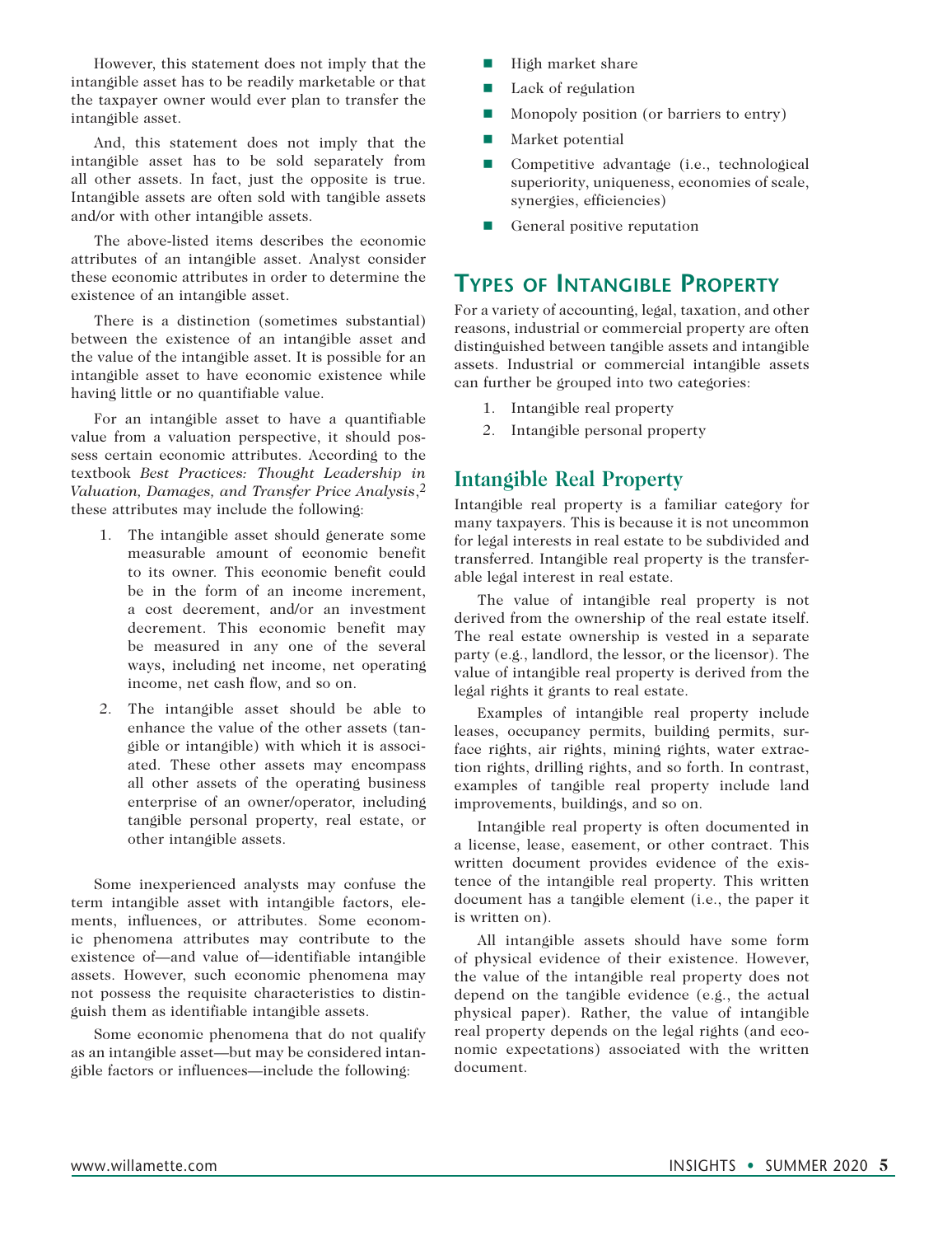However, this statement does not imply that the intangible asset has to be readily marketable or that the taxpayer owner would ever plan to transfer the intangible asset.

And, this statement does not imply that the intangible asset has to be sold separately from all other assets. In fact, just the opposite is true. Intangible assets are often sold with tangible assets and/or with other intangible assets.

The above-listed items describes the economic attributes of an intangible asset. Analyst consider these economic attributes in order to determine the existence of an intangible asset.

There is a distinction (sometimes substantial) between the existence of an intangible asset and the value of the intangible asset. It is possible for an intangible asset to have economic existence while having little or no quantifiable value.

For an intangible asset to have a quantifiable value from a valuation perspective, it should possess certain economic attributes. According to the textbook *Best Practices: Thought Leadership in Valuation, Damages, and Transfer Price Analysis*,[2] these attributes may include the following:

1. The intangible asset should generate some measurable amount of economic benefit to its owner. This economic benefit could be in the form of an income increment, a cost decrement, and/or an investment decrement. This economic benefit may be measured in any one of the several ways, including net income, net operating income, net cash flow, and so on.
2. The intangible asset should be able to enhance the value of the other assets (tangible or intangible) with which it is associated. These other assets may encompass all other assets of the operating business enterprise of an owner/operator, including tangible personal property, real estate, or other intangible assets.

Some inexperienced analysts may confuse the term intangible asset with intangible factors, elements, influences, or attributes. Some economic phenomena attributes may contribute to the existence of—and value of—identifiable intangible assets. However, such economic phenomena may not possess the requisite characteristics to distinguish them as identifiable intangible assets.

Some economic phenomena that do not qualify as an intangible asset—but may be considered intangible factors or influences—include the following:

- High market share
- Lack of regulation
- Monopoly position (or barriers to entry)
- Market potential
- Competitive advantage (i.e., technological superiority, uniqueness, economies of scale, synergies, efficiencies)
- General positive reputation

## Types of Intangible Property

For a variety of accounting, legal, taxation, and other reasons, industrial or commercial property are often distinguished between tangible assets and intangible assets. Industrial or commercial intangible assets can further be grouped into two categories:

1. Intangible real property
2. Intangible personal property

### Intangible Real Property

Intangible real property is a familiar category for many taxpayers. This is because it is not uncommon for legal interests in real estate to be subdivided and transferred. Intangible real property is the transferable legal interest in real estate.

The value of intangible real property is not derived from the ownership of the real estate itself. The real estate ownership is vested in a separate party (e.g., landlord, the lessor, or the licensor). The value of intangible real property is derived from the legal rights it grants to real estate.

Examples of intangible real property include leases, occupancy permits, building permits, surface rights, air rights, mining rights, water extraction rights, drilling rights, and so forth. In contrast, examples of tangible real property include land improvements, buildings, and so on.

Intangible real property is often documented in a license, lease, easement, or other contract. This written document provides evidence of the existence of the intangible real property. This written document has a tangible element (i.e., the paper it is written on).

All intangible assets should have some form of physical evidence of their existence. However, the value of the intangible real property does not depend on the tangible evidence (e.g., the actual physical paper). Rather, the value of intangible real property depends on the legal rights (and economic expectations) associated with the written document.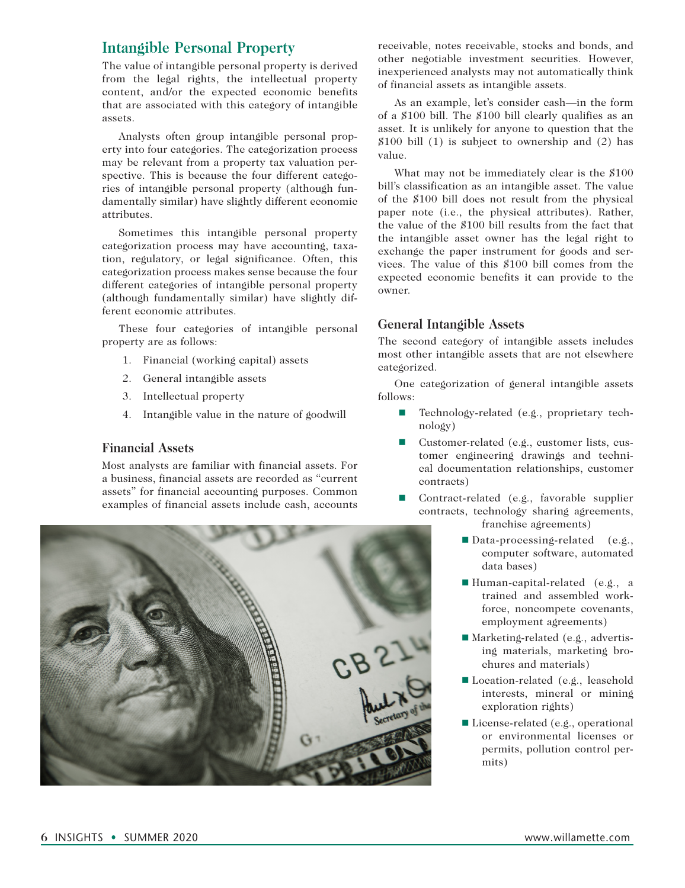## Intangible Personal Property

The value of intangible personal property is derived from the legal rights, the intellectual property content, and/or the expected economic benefits that are associated with this category of intangible assets.

Analysts often group intangible personal property into four categories. The categorization process may be relevant from a property tax valuation perspective. This is because the four different categories of intangible personal property (although fundamentally similar) have slightly different economic attributes.

Sometimes this intangible personal property categorization process may have accounting, taxation, regulatory, or legal significance. Often, this categorization process makes sense because the four different categories of intangible personal property (although fundamentally similar) have slightly different economic attributes.

These four categories of intangible personal property are as follows:

1. Financial (working capital) assets
2. General intangible assets
3. Intellectual property
4. Intangible value in the nature of goodwill

### Financial Assets

Most analysts are familiar with financial assets. For a business, financial assets are recorded as "current assets" for financial accounting purposes. Common examples of financial assets include cash, accounts receivable, notes receivable, stocks and bonds, and other negotiable investment securities. However, inexperienced analysts may not automatically think of financial assets as intangible assets.

As an example, let's consider cash—in the form of a $100 bill. The $100 bill clearly qualifies as an asset. It is unlikely for anyone to question that the $100 bill (1) is subject to ownership and (2) has value.

What may not be immediately clear is the $100 bill's classification as an intangible asset. The value of the $100 bill does not result from the physical paper note (i.e., the physical attributes). Rather, the value of the $100 bill results from the fact that the intangible asset owner has the legal right to exchange the paper instrument for goods and services. The value of this $100 bill comes from the expected economic benefits it can provide to the owner.

### General Intangible Assets

The second category of intangible assets includes most other intangible assets that are not elsewhere categorized.

One categorization of general intangible assets follows:

- Technology-related (e.g., proprietary technology)
- Customer-related (e.g., customer lists, customer engineering drawings and technical documentation relationships, customer contracts)
- Contract-related (e.g., favorable supplier contracts, technology sharing agreements, franchise agreements)
- Data-processing-related (e.g., computer software, automated data bases)
- Human-capital-related (e.g., a trained and assembled workforce, noncompete covenants, employment agreements)
- Marketing-related (e.g., advertising materials, marketing brochures and materials)
- Location-related (e.g., leasehold interests, mineral or mining exploration rights)
- License-related (e.g., operational or environmental licenses or permits, pollution control permits)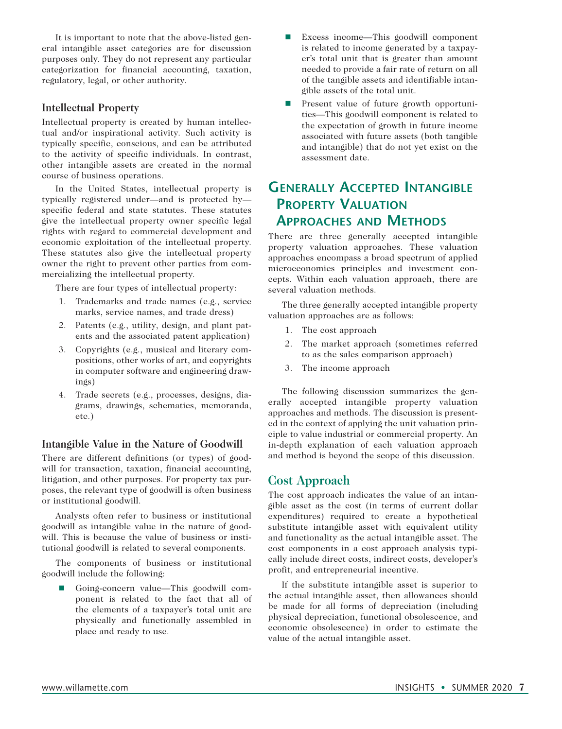It is important to note that the above-listed general intangible asset categories are for discussion purposes only. They do not represent any particular categorization for financial accounting, taxation, regulatory, legal, or other authority.

### Intellectual Property

Intellectual property is created by human intellectual and/or inspirational activity. Such activity is typically specific, conscious, and can be attributed to the activity of specific individuals. In contrast, other intangible assets are created in the normal course of business operations.

In the United States, intellectual property is typically registered under—and is protected by—specific federal and state statutes. These statutes give the intellectual property owner specific legal rights with regard to commercial development and economic exploitation of the intellectual property. These statutes also give the intellectual property owner the right to prevent other parties from commercializing the intellectual property.

There are four types of intellectual property:

1. Trademarks and trade names (e.g., service marks, service names, and trade dress)
2. Patents (e.g., utility, design, and plant patents and the associated patent application)
3. Copyrights (e.g., musical and literary compositions, other works of art, and copyrights in computer software and engineering drawings)
4. Trade secrets (e.g., processes, designs, diagrams, drawings, schematics, memoranda, etc.)

### Intangible Value in the Nature of Goodwill

There are different definitions (or types) of goodwill for transaction, taxation, financial accounting, litigation, and other purposes. For property tax purposes, the relevant type of goodwill is often business or institutional goodwill.

Analysts often refer to business or institutional goodwill as intangible value in the nature of goodwill. This is because the value of business or institutional goodwill is related to several components.

The components of business or institutional goodwill include the following:

- Going-concern value—This goodwill component is related to the fact that all of the elements of a taxpayer's total unit are physically and functionally assembled in place and ready to use.
- Excess income—This goodwill component is related to income generated by a taxpayer's total unit that is greater than amount needed to provide a fair rate of return on all of the tangible assets and identifiable intangible assets of the total unit.
- Present value of future growth opportunities—This goodwill component is related to the expectation of growth in future income associated with future assets (both tangible and intangible) that do not yet exist on the assessment date.

## Generally Accepted Intangible Property Valuation Approaches and Methods

There are three generally accepted intangible property valuation approaches. These valuation approaches encompass a broad spectrum of applied microeconomics principles and investment concepts. Within each valuation approach, there are several valuation methods.

The three generally accepted intangible property valuation approaches are as follows:

1. The cost approach
2. The market approach (sometimes referred to as the sales comparison approach)
3. The income approach

The following discussion summarizes the generally accepted intangible property valuation approaches and methods. The discussion is presented in the context of applying the unit valuation principle to value industrial or commercial property. An in-depth explanation of each valuation approach and method is beyond the scope of this discussion.

### Cost Approach

The cost approach indicates the value of an intangible asset as the cost (in terms of current dollar expenditures) required to create a hypothetical substitute intangible asset with equivalent utility and functionality as the actual intangible asset. The cost components in a cost approach analysis typically include direct costs, indirect costs, developer's profit, and entrepreneurial incentive.

If the substitute intangible asset is superior to the actual intangible asset, then allowances should be made for all forms of depreciation (including physical depreciation, functional obsolescence, and economic obsolescence) in order to estimate the value of the actual intangible asset.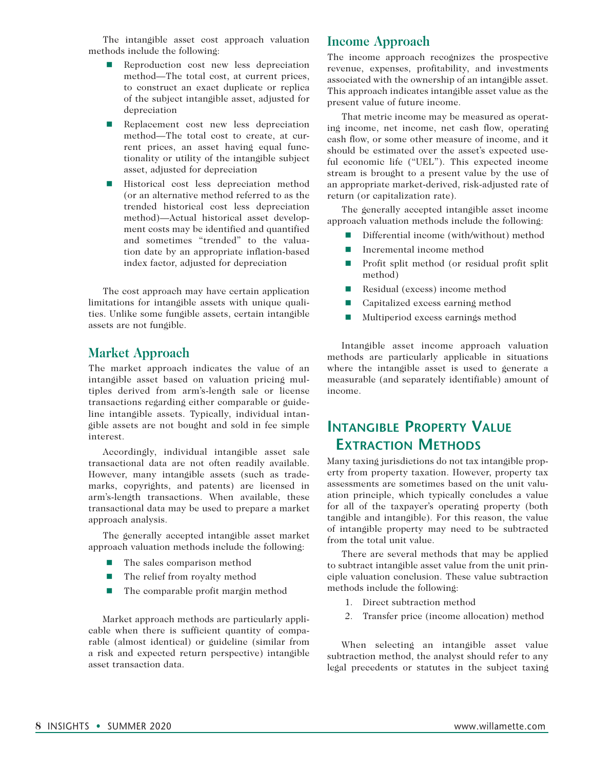The intangible asset cost approach valuation methods include the following:

- Reproduction cost new less depreciation method—The total cost, at current prices, to construct an exact duplicate or replica of the subject intangible asset, adjusted for depreciation
- Replacement cost new less depreciation method—The total cost to create, at current prices, an asset having equal functionality or utility of the intangible subject asset, adjusted for depreciation
- Historical cost less depreciation method (or an alternative method referred to as the trended historical cost less depreciation method)—Actual historical asset development costs may be identified and quantified and sometimes "trended" to the valuation date by an appropriate inflation-based index factor, adjusted for depreciation

The cost approach may have certain application limitations for intangible assets with unique qualities. Unlike some fungible assets, certain intangible assets are not fungible.

## Market Approach

The market approach indicates the value of an intangible asset based on valuation pricing multiples derived from arm's-length sale or license transactions regarding either comparable or guideline intangible assets. Typically, individual intangible assets are not bought and sold in fee simple interest.

Accordingly, individual intangible asset sale transactional data are not often readily available. However, many intangible assets (such as trademarks, copyrights, and patents) are licensed in arm's-length transactions. When available, these transactional data may be used to prepare a market approach analysis.

The generally accepted intangible asset market approach valuation methods include the following:

- The sales comparison method
- The relief from royalty method
- The comparable profit margin method

Market approach methods are particularly applicable when there is sufficient quantity of comparable (almost identical) or guideline (similar from a risk and expected return perspective) intangible asset transaction data.

## Income Approach

The income approach recognizes the prospective revenue, expenses, profitability, and investments associated with the ownership of an intangible asset. This approach indicates intangible asset value as the present value of future income.

That metric income may be measured as operating income, net income, net cash flow, operating cash flow, or some other measure of income, and it should be estimated over the asset's expected useful economic life ("UEL"). This expected income stream is brought to a present value by the use of an appropriate market-derived, risk-adjusted rate of return (or capitalization rate).

The generally accepted intangible asset income approach valuation methods include the following:

- Differential income (with/without) method
- Incremental income method
- Profit split method (or residual profit split method)
- Residual (excess) income method
- Capitalized excess earning method
- Multiperiod excess earnings method

Intangible asset income approach valuation methods are particularly applicable in situations where the intangible asset is used to generate a measurable (and separately identifiable) amount of income.

# Intangible Property Value Extraction Methods

Many taxing jurisdictions do not tax intangible property from property taxation. However, property tax assessments are sometimes based on the unit valuation principle, which typically concludes a value for all of the taxpayer's operating property (both tangible and intangible). For this reason, the value of intangible property may need to be subtracted from the total unit value.

There are several methods that may be applied to subtract intangible asset value from the unit principle valuation conclusion. These value subtraction methods include the following:

1. Direct subtraction method
2. Transfer price (income allocation) method

When selecting an intangible asset value subtraction method, the analyst should refer to any legal precedents or statutes in the subject taxing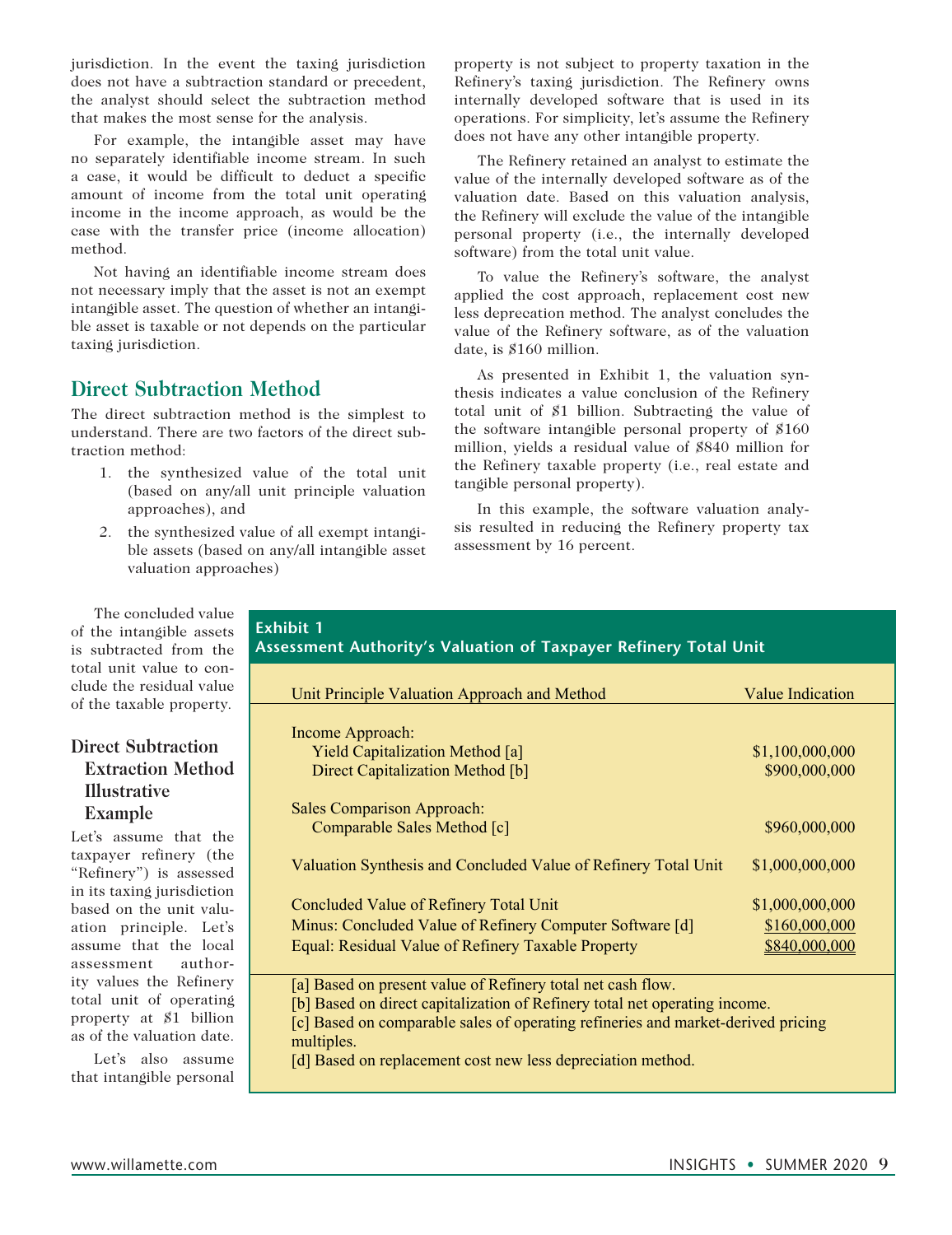jurisdiction. In the event the taxing jurisdiction does not have a subtraction standard or precedent, the analyst should select the subtraction method that makes the most sense for the analysis.

For example, the intangible asset may have no separately identifiable income stream. In such a case, it would be difficult to deduct a specific amount of income from the total unit operating income in the income approach, as would be the case with the transfer price (income allocation) method.

Not having an identifiable income stream does not necessary imply that the asset is not an exempt intangible asset. The question of whether an intangible asset is taxable or not depends on the particular taxing jurisdiction.

## Direct Subtraction Method

The direct subtraction method is the simplest to understand. There are two factors of the direct subtraction method:

1. the synthesized value of the total unit (based on any/all unit principle valuation approaches), and
2. the synthesized value of all exempt intangible assets (based on any/all intangible asset valuation approaches)

The concluded value of the intangible assets is subtracted from the total unit value to conclude the residual value of the taxable property.

### Direct Subtraction Extraction Method Illustrative Example

Let's assume that the taxpayer refinery (the "Refinery") is assessed in its taxing jurisdiction based on the unit valuation principle. Let's assume that the local assessment authority values the Refinery total unit of operating property at $1 billion as of the valuation date.

Let's also assume that intangible personal property is not subject to property taxation in the Refinery's taxing jurisdiction. The Refinery owns internally developed software that is used in its operations. For simplicity, let's assume the Refinery does not have any other intangible property.

The Refinery retained an analyst to estimate the value of the internally developed software as of the valuation date. Based on this valuation analysis, the Refinery will exclude the value of the intangible personal property (i.e., the internally developed software) from the total unit value.

To value the Refinery's software, the analyst applied the cost approach, replacement cost new less deprecation method. The analyst concludes the value of the Refinery software, as of the valuation date, is $160 million.

As presented in Exhibit 1, the valuation synthesis indicates a value conclusion of the Refinery total unit of $1 billion. Subtracting the value of the software intangible personal property of $160 million, yields a residual value of $840 million for the Refinery taxable property (i.e., real estate and tangible personal property).

In this example, the software valuation analysis resulted in reducing the Refinery property tax assessment by 16 percent.

**Exhibit 1**
**Assessment Authority's Valuation of Taxpayer Refinery Total Unit**

| Unit Principle Valuation Approach and Method | Value Indication |
|---|---|
| Income Approach: | |
| Yield Capitalization Method [a] | $1,100,000,000 |
| Direct Capitalization Method [b] | $900,000,000 |
| Sales Comparison Approach: | |
| Comparable Sales Method [c] | $960,000,000 |
| Valuation Synthesis and Concluded Value of Refinery Total Unit | $1,000,000,000 |
| Concluded Value of Refinery Total Unit | $1,000,000,000 |
| Minus: Concluded Value of Refinery Computer Software [d] | $160,000,000 |
| Equal: Residual Value of Refinery Taxable Property | $840,000,000 |

[a] Based on present value of Refinery total net cash flow.
[b] Based on direct capitalization of Refinery total net operating income.
[c] Based on comparable sales of operating refineries and market-derived pricing multiples.
[d] Based on replacement cost new less depreciation method.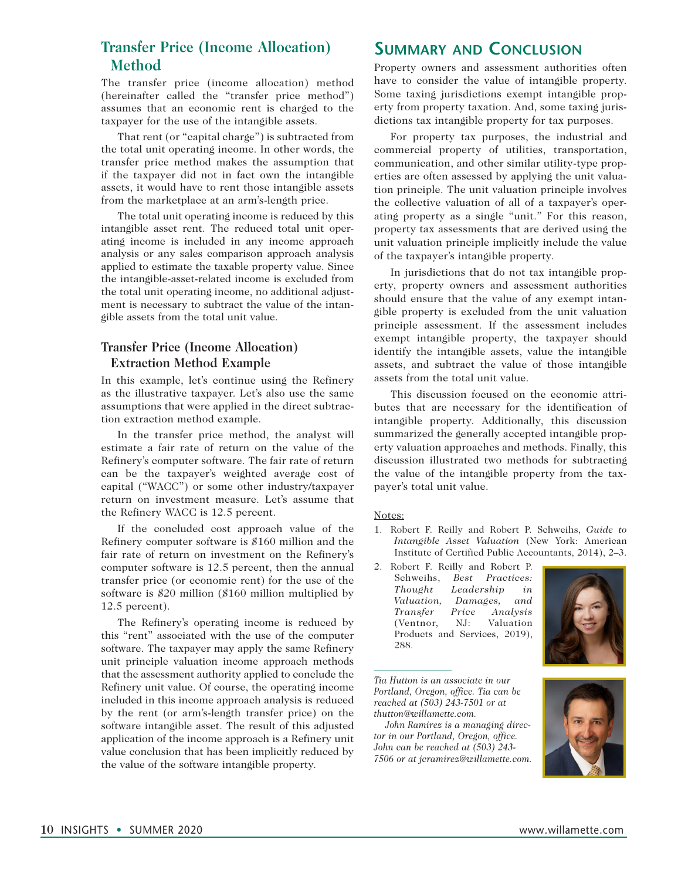## Transfer Price (Income Allocation) Method

The transfer price (income allocation) method (hereinafter called the "transfer price method") assumes that an economic rent is charged to the taxpayer for the use of the intangible assets.

That rent (or "capital charge") is subtracted from the total unit operating income. In other words, the transfer price method makes the assumption that if the taxpayer did not in fact own the intangible assets, it would have to rent those intangible assets from the marketplace at an arm's-length price.

The total unit operating income is reduced by this intangible asset rent. The reduced total unit operating income is included in any income approach analysis or any sales comparison approach analysis applied to estimate the taxable property value. Since the intangible-asset-related income is excluded from the total unit operating income, no additional adjustment is necessary to subtract the value of the intangible assets from the total unit value.

### Transfer Price (Income Allocation) Extraction Method Example

In this example, let's continue using the Refinery as the illustrative taxpayer. Let's also use the same assumptions that were applied in the direct subtraction extraction method example.

In the transfer price method, the analyst will estimate a fair rate of return on the value of the Refinery's computer software. The fair rate of return can be the taxpayer's weighted average cost of capital ("WACC") or some other industry/taxpayer return on investment measure. Let's assume that the Refinery WACC is 12.5 percent.

If the concluded cost approach value of the Refinery computer software is $160 million and the fair rate of return on investment on the Refinery's computer software is 12.5 percent, then the annual transfer price (or economic rent) for the use of the software is $20 million ($160 million multiplied by 12.5 percent).

The Refinery's operating income is reduced by this "rent" associated with the use of the computer software. The taxpayer may apply the same Refinery unit principle valuation income approach methods that the assessment authority applied to conclude the Refinery unit value. Of course, the operating income included in this income approach analysis is reduced by the rent (or arm's-length transfer price) on the software intangible asset. The result of this adjusted application of the income approach is a Refinery unit value conclusion that has been implicitly reduced by the value of the software intangible property.

## Summary and Conclusion

Property owners and assessment authorities often have to consider the value of intangible property. Some taxing jurisdictions exempt intangible property from property taxation. And, some taxing jurisdictions tax intangible property for tax purposes.

For property tax purposes, the industrial and commercial property of utilities, transportation, communication, and other similar utility-type properties are often assessed by applying the unit valuation principle. The unit valuation principle involves the collective valuation of all of a taxpayer's operating property as a single "unit." For this reason, property tax assessments that are derived using the unit valuation principle implicitly include the value of the taxpayer's intangible property.

In jurisdictions that do not tax intangible property, property owners and assessment authorities should ensure that the value of any exempt intangible property is excluded from the unit valuation principle assessment. If the assessment includes exempt intangible property, the taxpayer should identify the intangible assets, value the intangible assets, and subtract the value of those intangible assets from the total unit value.

This discussion focused on the economic attributes that are necessary for the identification of intangible property. Additionally, this discussion summarized the generally accepted intangible property valuation approaches and methods. Finally, this discussion illustrated two methods for subtracting the value of the intangible property from the taxpayer's total unit value.

Notes:

1. Robert F. Reilly and Robert P. Schweihs, *Guide to Intangible Asset Valuation* (New York: American Institute of Certified Public Accountants, 2014), 2–3.
2. Robert F. Reilly and Robert P. Schweihs, *Best Practices: Thought Leadership in Valuation, Damages, and Transfer Price Analysis* (Ventnor, NJ: Valuation Products and Services, 2019), 288.

*Tia Hutton is an associate in our Portland, Oregon, office. Tia can be reached at (503) 243-7501 or at thutton@willamette.com.*

*John Ramirez is a managing director in our Portland, Oregon, office. John can be reached at (503) 243-7506 or at jcramirez@willamette.com.*